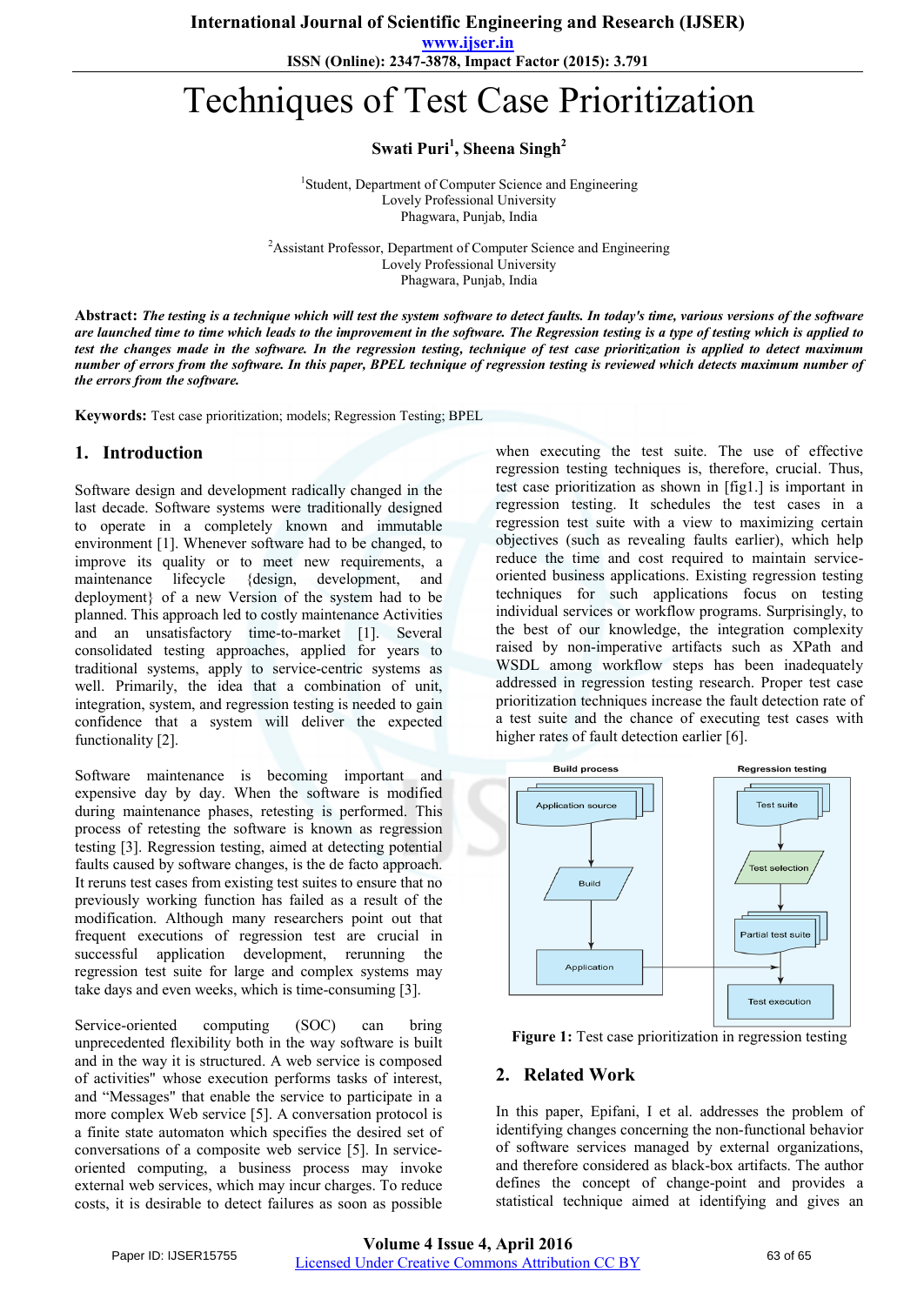# Techniques of Test Case Prioritization

**Swati Puri[1], Sheena Singh[2]**

[1]Student, Department of Computer Science and Engineering
Lovely Professional University
Phagwara, Punjab, India

[2]Assistant Professor, Department of Computer Science and Engineering
Lovely Professional University
Phagwara, Punjab, India

**Abstract:** ***The testing is a technique which will test the system software to detect faults. In today's time, various versions of the software are launched time to time which leads to the improvement in the software. The Regression testing is a type of testing which is applied to test the changes made in the software. In the regression testing, technique of test case prioritization is applied to detect maximum number of errors from the software. In this paper, BPEL technique of regression testing is reviewed which detects maximum number of the errors from the software.***

**Keywords:** Test case prioritization; models; Regression Testing; BPEL

## 1. Introduction

Software design and development radically changed in the last decade. Software systems were traditionally designed to operate in a completely known and immutable environment [1]. Whenever software had to be changed, to improve its quality or to meet new requirements, a maintenance lifecycle {design, development, and deployment} of a new Version of the system had to be planned. This approach led to costly maintenance Activities and an unsatisfactory time-to-market [1]. Several consolidated testing approaches, applied for years to traditional systems, apply to service-centric systems as well. Primarily, the idea that a combination of unit, integration, system, and regression testing is needed to gain confidence that a system will deliver the expected functionality [2].

Software maintenance is becoming important and expensive day by day. When the software is modified during maintenance phases, retesting is performed. This process of retesting the software is known as regression testing [3]. Regression testing, aimed at detecting potential faults caused by software changes, is the de facto approach. It reruns test cases from existing test suites to ensure that no previously working function has failed as a result of the modification. Although many researchers point out that frequent executions of regression test are crucial in successful application development, rerunning the regression test suite for large and complex systems may take days and even weeks, which is time-consuming [3].

Service-oriented computing (SOC) can bring unprecedented flexibility both in the way software is built and in the way it is structured. A web service is composed of activities" whose execution performs tasks of interest, and "Messages" that enable the service to participate in a more complex Web service [5]. A conversation protocol is a finite state automaton which specifies the desired set of conversations of a composite web service [5]. In service-oriented computing, a business process may invoke external web services, which may incur charges. To reduce costs, it is desirable to detect failures as soon as possible when executing the test suite. The use of effective regression testing techniques is, therefore, crucial. Thus, test case prioritization as shown in [fig1.] is important in regression testing. It schedules the test cases in a regression test suite with a view to maximizing certain objectives (such as revealing faults earlier), which help reduce the time and cost required to maintain service-oriented business applications. Existing regression testing techniques for such applications focus on testing individual services or workflow programs. Surprisingly, to the best of our knowledge, the integration complexity raised by non-imperative artifacts such as XPath and WSDL among workflow steps has been inadequately addressed in regression testing research. Proper test case prioritization techniques increase the fault detection rate of a test suite and the chance of executing test cases with higher rates of fault detection earlier [6].

**Figure 1:** Test case prioritization in regression testing

## 2. Related Work

In this paper, Epifani, I et al. addresses the problem of identifying changes concerning the non-functional behavior of software services managed by external organizations, and therefore considered as black-box artifacts. The author defines the concept of change-point and provides a statistical technique aimed at identifying and gives an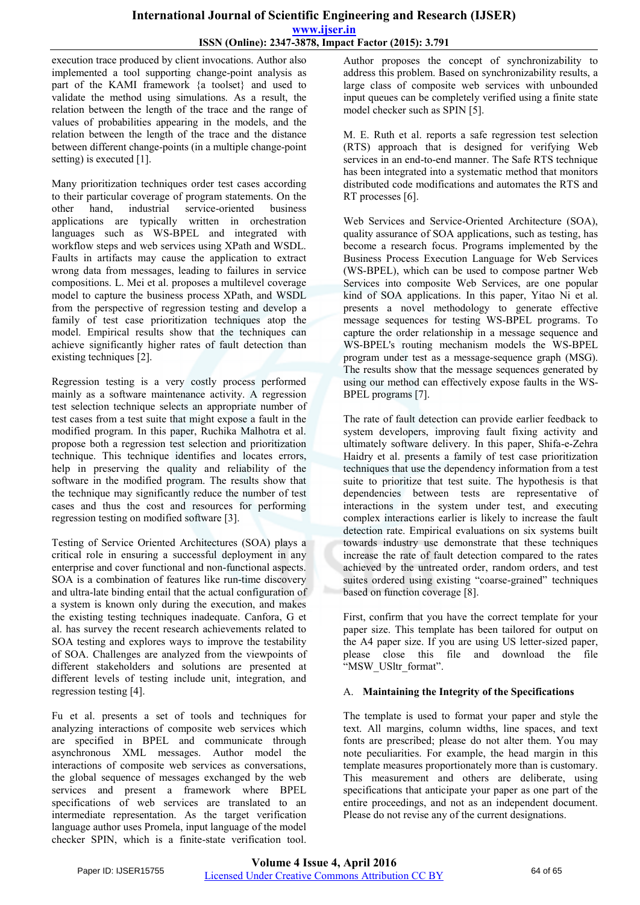execution trace produced by client invocations. Author also implemented a tool supporting change-point analysis as part of the KAMI framework {a toolset} and used to validate the method using simulations. As a result, the relation between the length of the trace and the range of values of probabilities appearing in the models, and the relation between the length of the trace and the distance between different change-points (in a multiple change-point setting) is executed [1].

Many prioritization techniques order test cases according to their particular coverage of program statements. On the other hand, industrial service-oriented business applications are typically written in orchestration languages such as WS-BPEL and integrated with workflow steps and web services using XPath and WSDL. Faults in artifacts may cause the application to extract wrong data from messages, leading to failures in service compositions. L. Mei et al. proposes a multilevel coverage model to capture the business process XPath, and WSDL from the perspective of regression testing and develop a family of test case prioritization techniques atop the model. Empirical results show that the techniques can achieve significantly higher rates of fault detection than existing techniques [2].

Regression testing is a very costly process performed mainly as a software maintenance activity. A regression test selection technique selects an appropriate number of test cases from a test suite that might expose a fault in the modified program. In this paper, Ruchika Malhotra et al. propose both a regression test selection and prioritization technique. This technique identifies and locates errors, help in preserving the quality and reliability of the software in the modified program. The results show that the technique may significantly reduce the number of test cases and thus the cost and resources for performing regression testing on modified software [3].

Testing of Service Oriented Architectures (SOA) plays a critical role in ensuring a successful deployment in any enterprise and cover functional and non-functional aspects. SOA is a combination of features like run-time discovery and ultra-late binding entail that the actual configuration of a system is known only during the execution, and makes the existing testing techniques inadequate. Canfora, G et al. has survey the recent research achievements related to SOA testing and explores ways to improve the testability of SOA. Challenges are analyzed from the viewpoints of different stakeholders and solutions are presented at different levels of testing include unit, integration, and regression testing [4].

Fu et al. presents a set of tools and techniques for analyzing interactions of composite web services which are specified in BPEL and communicate through asynchronous XML messages. Author model the interactions of composite web services as conversations, the global sequence of messages exchanged by the web services and present a framework where BPEL specifications of web services are translated to an intermediate representation. As the target verification language author uses Promela, input language of the model checker SPIN, which is a finite-state verification tool. Author proposes the concept of synchronizability to address this problem. Based on synchronizability results, a large class of composite web services with unbounded input queues can be completely verified using a finite state model checker such as SPIN [5].

M. E. Ruth et al. reports a safe regression test selection (RTS) approach that is designed for verifying Web services in an end-to-end manner. The Safe RTS technique has been integrated into a systematic method that monitors distributed code modifications and automates the RTS and RT processes [6].

Web Services and Service-Oriented Architecture (SOA), quality assurance of SOA applications, such as testing, has become a research focus. Programs implemented by the Business Process Language for Web Services (WS-BPEL), which can be used to compose partner Web Services into composite Web Services, are one popular kind of SOA applications. In this paper, Yitao Ni et al. presents a novel methodology to generate effective message sequences for testing WS-BPEL programs. To capture the order relationship in a message sequence and WS-BPEL's routing mechanism models the WS-BPEL program under test as a message-sequence graph (MSG). The results show that the message sequences generated by using our method can effectively expose faults in the WS-BPEL programs [7].

The rate of fault detection can provide earlier feedback to system developers, improving fault fixing activity and ultimately software delivery. In this paper, Shifa-e-Zehra Haidry et al. presents a family of test case prioritization techniques that use the dependency information from a test suite to prioritize that test suite. The hypothesis is that dependencies between tests are representative of interactions in the system under test, and executing complex interactions earlier is likely to increase the fault detection rate. Empirical evaluations on six systems built towards industry use demonstrate that these techniques increase the rate of fault detection compared to the rates achieved by the untreated order, random orders, and test suites ordered using existing "coarse-grained" techniques based on function coverage [8].

First, confirm that you have the correct template for your paper size. This template has been tailored for output on the A4 paper size. If you are using US letter-sized paper, please close this file and download the file "MSW_USltr_format".

### A. Maintaining the Integrity of the Specifications

The template is used to format your paper and style the text. All margins, column widths, line spaces, and text fonts are prescribed; please do not alter them. You may note peculiarities. For example, the head margin in this template measures proportionately more than is customary. This measurement and others are deliberate, using specifications that anticipate your paper as one part of the entire proceedings, and not as an independent document. Please do not revise any of the current designations.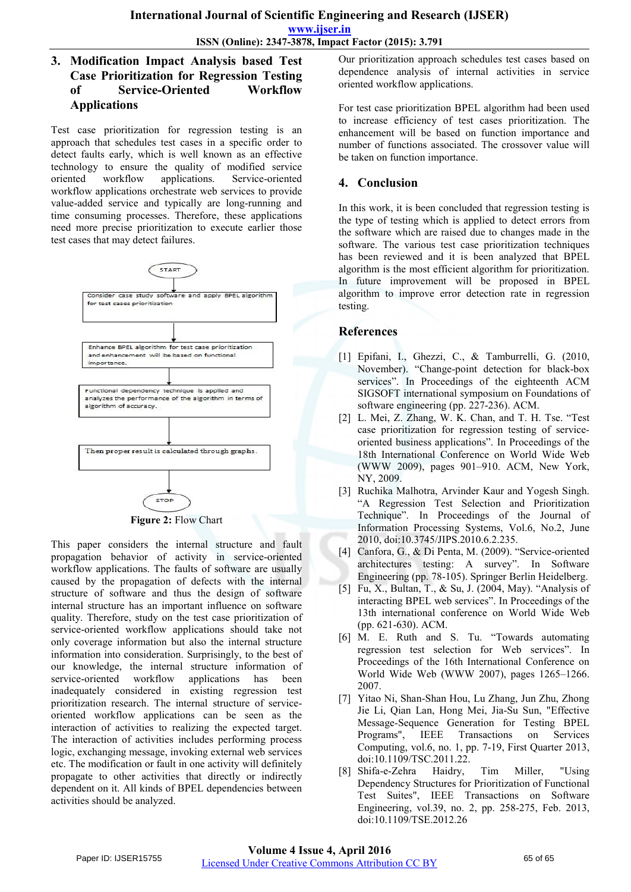## 3. Modification Impact Analysis based Test Case Prioritization for Regression Testing of Service-Oriented Workflow Applications

Test case prioritization for regression testing is an approach that schedules test cases in a specific order to detect faults early, which is well known as an effective technology to ensure the quality of modified service oriented workflow applications. Service-oriented workflow applications orchestrate web services to provide value-added service and typically are long-running and time consuming processes. Therefore, these applications need more precise prioritization to execute earlier those test cases that may detect failures.

START

Consider case study software and apply BPEL algorithm for test cases prioritization

Enhance BPEL algorithm for test case prioritization and enhancement will be based on functional importance.

Functional dependency technique is applied and analyzes the performance of the algorithm in terms of algorithm of accuracy.

Then proper result is calculated through graphs.

STOP

**Figure 2:** Flow Chart

This paper considers the internal structure and fault propagation behavior of activity in service-oriented workflow applications. The faults of software are usually caused by the propagation of defects with the internal structure of software and thus the design of software internal structure has an important influence on software quality. Therefore, study on the test case prioritization of service-oriented workflow applications should take not only coverage information but also the internal structure information into consideration. Surprisingly, to the best of our knowledge, the internal structure information of service-oriented workflow applications has been inadequately considered in existing regression test prioritization research. The internal structure of service-oriented workflow applications can be seen as the interaction of activities to realizing the expected target. The interaction of activities includes performing process logic, exchanging message, invoking external web services etc. The modification or fault in one activity will definitely propagate to other activities that directly or indirectly dependent on it. All kinds of BPEL dependencies between activities should be analyzed.

Our prioritization approach schedules test cases based on dependence analysis of internal activities in service oriented workflow applications.

For test case prioritization BPEL algorithm had been used to increase efficiency of test cases prioritization. The enhancement will be based on function importance and number of functions associated. The crossover value will be taken on function importance.

## 4. Conclusion

In this work, it is been concluded that regression testing is the type of testing which is applied to detect errors from the software which are raised due to changes made in the software. The various test case prioritization techniques has been reviewed and it is been analyzed that BPEL algorithm is the most efficient algorithm for prioritization. In future improvement will be proposed in BPEL algorithm to improve error detection rate in regression testing.

## References

[1] Epifani, I., Ghezzi, C., & Tamburrelli, G. (2010, November). "Change-point detection for black-box services". In Proceedings of the eighteenth ACM SIGSOFT international symposium on Foundations of software engineering (pp. 227-236). ACM.

[2] L. Mei, Z. Zhang, W. K. Chan, and T. H. Tse. "Test case prioritization for regression testing of service-oriented business applications". In Proceedings of the 18th International Conference on World Wide Web (WWW 2009), pages 901–910. ACM, New York, NY, 2009.

[3] Ruchika Malhotra, Arvinder Kaur and Yogesh Singh. "A Regression Test Selection and Prioritization Technique". In Proceedings of the Journal of Information Processing Systems, Vol.6, No.2, June 2010, doi:10.3745/JIPS.2010.6.2.235.

[4] Canfora, G., & Di Penta, M. (2009). "Service-oriented architectures testing: A survey". In Software Engineering (pp. 78-105). Springer Berlin Heidelberg.

[5] Fu, X., Bultan, T., & Su, J. (2004, May). "Analysis of interacting BPEL web services". In Proceedings of the 13th international conference on World Wide Web (pp. 621-630). ACM.

[6] M. E. Ruth and S. Tu. "Towards automating regression test selection for Web services". In Proceedings of the 16th International Conference on World Wide Web (WWW 2007), pages 1265–1266. 2007.

[7] Yitao Ni, Shan-Shan Hou, Lu Zhang, Jun Zhu, Zhong Jie Li, Qian Lan, Hong Mei, Jia-Su Sun, "Effective Message-Sequence Generation for Testing BPEL Programs", IEEE Transactions on Services Computing, vol.6, no. 1, pp. 7-19, First Quarter 2013, doi:10.1109/TSC.2011.22.

[8] Shifa-e-Zehra Haidry, Tim Miller, "Using Dependency Structures for Prioritization of Functional Test Suites", IEEE Transactions on Software Engineering, vol.39, no. 2, pp. 258-275, Feb. 2013, doi:10.1109/TSE.2012.26